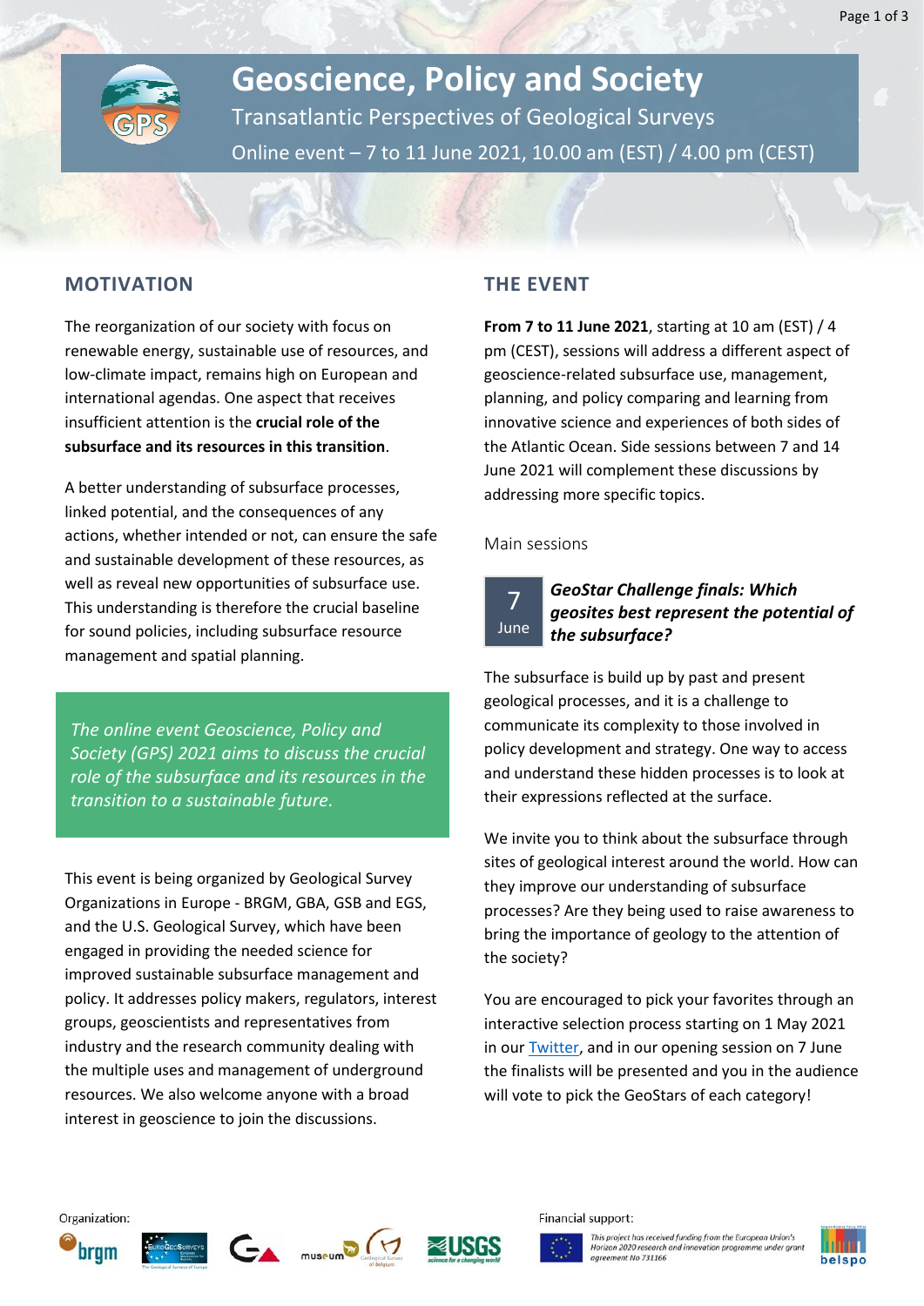# Geoscience, Policy and Society

Transatlantic Perspectives of Geological Surveys

Online event – 7 to 11 June 2021, 10.00 am (EST) / 4.00 pm (CEST)

## MOTIVATION

The reorganization of our society with focus on renewable energy, sustainable use of resources, and low-climate impact, remains high on European and international agendas. One aspect that receives insufficient attention is the **crucial role of the subsurface and its resources in this transition**.

A better understanding of subsurface processes, linked potential, and the consequences of any actions, whether intended or not, can ensure the safe and sustainable development of these resources, as well as reveal new opportunities of subsurface use. This understanding is therefore the crucial baseline for sound policies, including subsurface resource management and spatial planning.

*The online event Geoscience, Policy and Society (GPS) 2021 aims to discuss the crucial role of the subsurface and its resources in the transition to a sustainable future.*

This event is being organized by Geological Survey Organizations in Europe - BRGM, GBA, GSB and EGS, and the U.S. Geological Survey, which have been engaged in providing the needed science for improved sustainable subsurface management and policy. It addresses policy makers, regulators, interest groups, geoscientists and representatives from industry and the research community dealing with the multiple uses and management of underground resources. We also welcome anyone with a broad interest in geoscience to join the discussions.

## THE EVENT

**From 7 to 11 June 2021**, starting at 10 am (EST) / 4 pm (CEST), sessions will address a different aspect of geoscience-related subsurface use, management, planning, and policy comparing and learning from innovative science and experiences of both sides of the Atlantic Ocean. Side sessions between 7 and 14 June 2021 will complement these discussions by addressing more specific topics.

### Main sessions

**7 June** – ***GeoStar Challenge finals: Which geosites best represent the potential of the subsurface?***

The subsurface is build up by past and present geological processes, and it is a challenge to communicate its complexity to those involved in policy development and strategy. One way to access and understand these hidden processes is to look at their expressions reflected at the surface.

We invite you to think about the subsurface through sites of geological interest around the world. How can they improve our understanding of subsurface processes? Are they being used to raise awareness to bring the importance of geology to the attention of the society?

You are encouraged to pick your favorites through an interactive selection process starting on 1 May 2021 in our Twitter, and in our opening session on 7 June the finalists will be presented and you in the audience will vote to pick the GeoStars of each category!

Organization: brgm, EuroGeoSurveys, GBA, museum / Geological Survey of Belgium, USGS

Financial support: *This project has received funding from the European Union's Horizon 2020 research and innovation programme under grant agreement No 731166*; belspo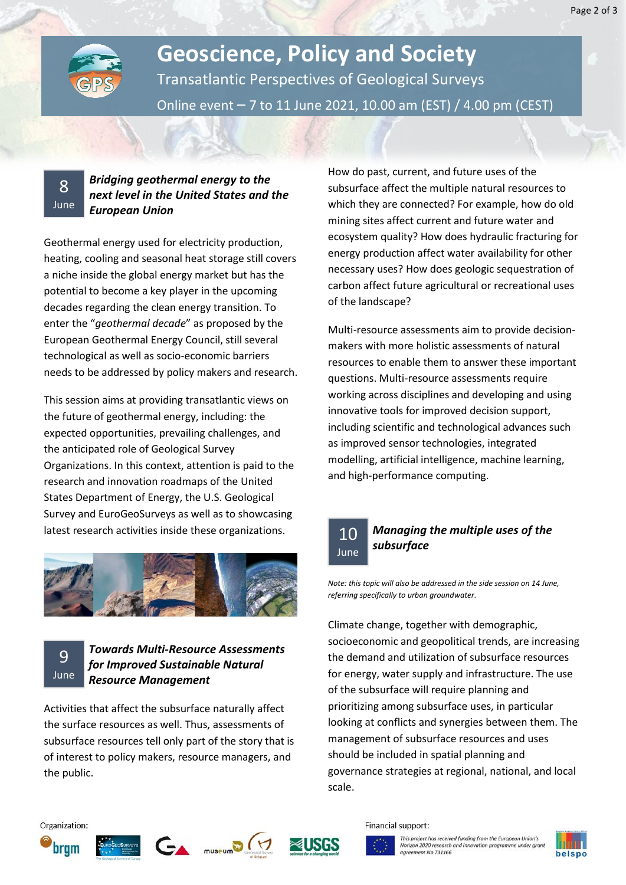# Geoscience, Policy and Society

Transatlantic Perspectives of Geological Surveys

Online event – 7 to 11 June 2021, 10.00 am (EST) / 4.00 pm (CEST)

## 8 June — *Bridging geothermal energy to the next level in the United States and the European Union*

Geothermal energy used for electricity production, heating, cooling and seasonal heat storage still covers a niche inside the global energy market but has the potential to become a key player in the upcoming decades regarding the clean energy transition. To enter the "*geothermal decade*" as proposed by the European Geothermal Energy Council, still several technological as well as socio-economic barriers needs to be addressed by policy makers and research.

This session aims at providing transatlantic views on the future of geothermal energy, including: the expected opportunities, prevailing challenges, and the anticipated role of Geological Survey Organizations. In this context, attention is paid to the research and innovation roadmaps of the United States Department of Energy, the U.S. Geological Survey and EuroGeoSurveys as well as to showcasing latest research activities inside these organizations.

## 9 June — *Towards Multi-Resource Assessments for Improved Sustainable Natural Resource Management*

Activities that affect the subsurface naturally affect the surface resources as well. Thus, assessments of subsurface resources tell only part of the story that is of interest to policy makers, resource managers, and the public.

How do past, current, and future uses of the subsurface affect the multiple natural resources to which they are connected? For example, how do old mining sites affect current and future water and ecosystem quality? How does hydraulic fracturing for energy production affect water availability for other necessary uses? How does geologic sequestration of carbon affect future agricultural or recreational uses of the landscape?

Multi-resource assessments aim to provide decision-makers with more holistic assessments of natural resources to enable them to answer these important questions. Multi-resource assessments require working across disciplines and developing and using innovative tools for improved decision support, including scientific and technological advances such as improved sensor technologies, integrated modelling, artificial intelligence, machine learning, and high-performance computing.

## 10 June — *Managing the multiple uses of the subsurface*

*Note: this topic will also be addressed in the side session on 14 June, referring specifically to urban groundwater.*

Climate change, together with demographic, socioeconomic and geopolitical trends, are increasing the demand and utilization of subsurface resources for energy, water supply and infrastructure. The use of the subsurface will require planning and prioritizing among subsurface uses, in particular looking at conflicts and synergies between them. The management of subsurface resources and uses should be included in spatial planning and governance strategies at regional, national, and local scale.

Organization: brgm, EuroGeoSurveys, museum / Geological Survey of Belgium, USGS

Financial support: This project has received funding from the European Union's Horizon 2020 research and innovation programme under grant agreement No 731166; belspo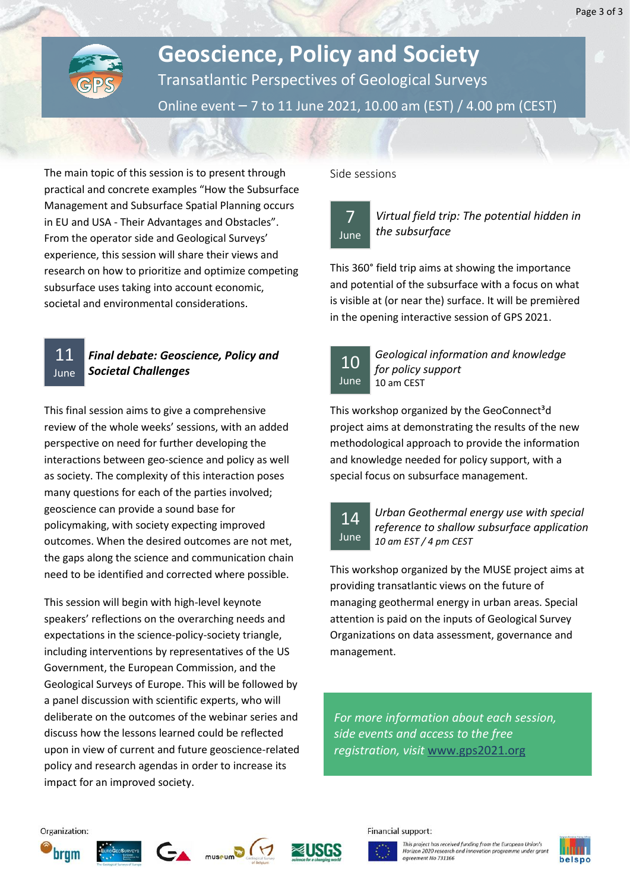# Geoscience, Policy and Society

Transatlantic Perspectives of Geological Surveys

Online event – 7 to 11 June 2021, 10.00 am (EST) / 4.00 pm (CEST)

The main topic of this session is to present through practical and concrete examples "How the Subsurface Management and Subsurface Spatial Planning occurs in EU and USA - Their Advantages and Obstacles". From the operator side and Geological Surveys' experience, this session will share their views and research on how to prioritize and optimize competing subsurface uses taking into account economic, societal and environmental considerations.

## 11 June — ***Final debate: Geoscience, Policy and Societal Challenges***

This final session aims to give a comprehensive review of the whole weeks' sessions, with an added perspective on need for further developing the interactions between geo-science and policy as well as society. The complexity of this interaction poses many questions for each of the parties involved; geoscience can provide a sound base for policymaking, with society expecting improved outcomes. When the desired outcomes are not met, the gaps along the science and communication chain need to be identified and corrected where possible.

This session will begin with high-level keynote speakers' reflections on the overarching needs and expectations in the science-policy-society triangle, including interventions by representatives of the US Government, the European Commission, and the Geological Surveys of Europe. This will be followed by a panel discussion with scientific experts, who will deliberate on the outcomes of the webinar series and discuss how the lessons learned could be reflected upon in view of current and future geoscience-related policy and research agendas in order to increase its impact for an improved society.

## Side sessions

### 7 June — *Virtual field trip: The potential hidden in the subsurface*

This 360° field trip aims at showing the importance and potential of the subsurface with a focus on what is visible at (or near the) surface. It will be premièred in the opening interactive session of GPS 2021.

### 10 June — *Geological information and knowledge for policy support*

10 am CEST

This workshop organized by the GeoConnect³d project aims at demonstrating the results of the new methodological approach to provide the information and knowledge needed for policy support, with a special focus on subsurface management.

### 14 June — *Urban Geothermal energy use with special reference to shallow subsurface application*

*10 am EST / 4 pm CEST*

This workshop organized by the MUSE project aims at providing transatlantic views on the future of managing geothermal energy in urban areas. Special attention is paid on the inputs of Geological Survey Organizations on data assessment, governance and management.

*For more information about each session, side events and access to the free registration, visit* www.gps2021.org

Organization: brgm, EuroGeoSurveys, museum, Geological Survey of Belgium, USGS

Financial support: *This project has received funding from the European Union's Horizon 2020 research and innovation programme under grant agreement No 731166* belspo